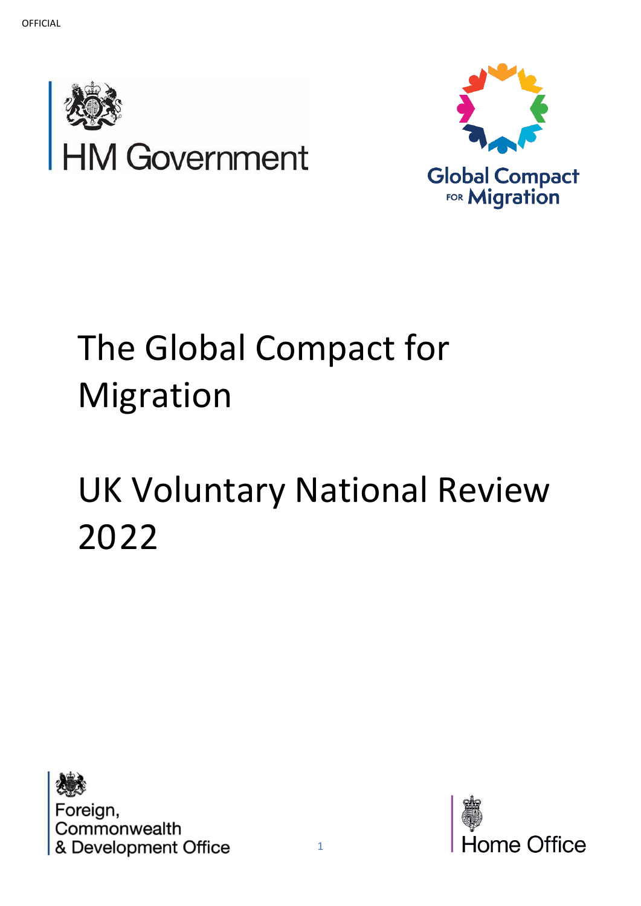OFFICIAL

HM Government

Global Compact for Migration

# The Global Compact for Migration

# UK Voluntary National Review 2022

Foreign, Commonwealth & Development Office

Home Office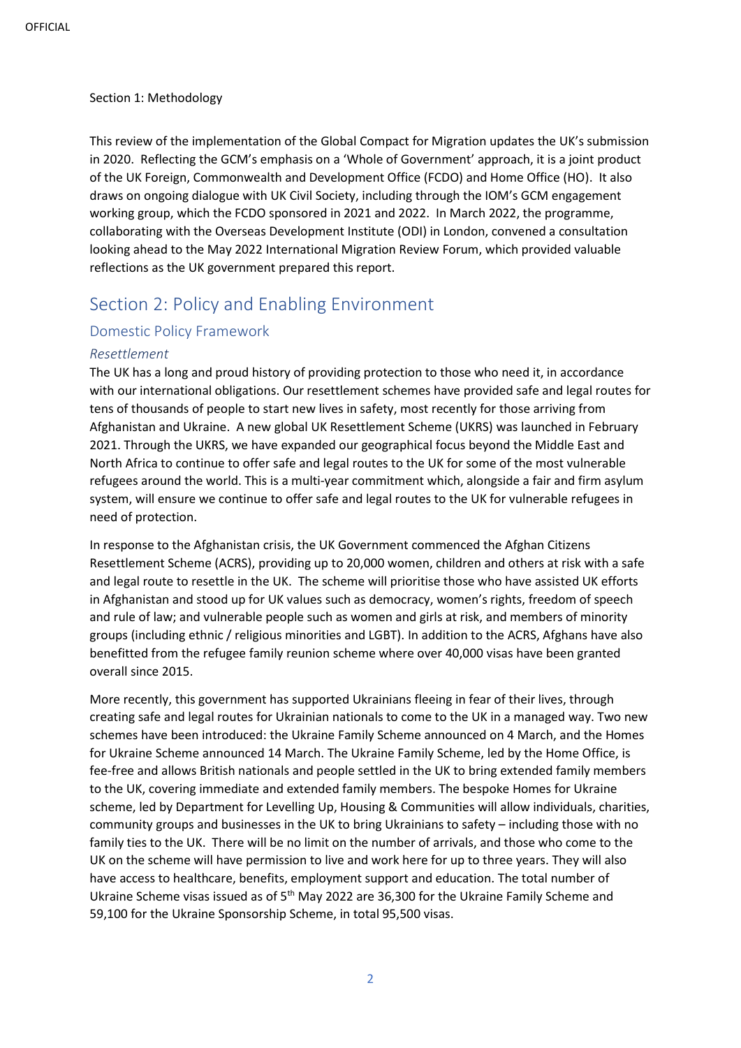Section 1: Methodology

This review of the implementation of the Global Compact for Migration updates the UK's submission in 2020. Reflecting the GCM's emphasis on a 'Whole of Government' approach, it is a joint product of the UK Foreign, Commonwealth and Development Office (FCDO) and Home Office (HO). It also draws on ongoing dialogue with UK Civil Society, including through the IOM's GCM engagement working group, which the FCDO sponsored in 2021 and 2022. In March 2022, the programme, collaborating with the Overseas Development Institute (ODI) in London, convened a consultation looking ahead to the May 2022 International Migration Review Forum, which provided valuable reflections as the UK government prepared this report.

## Section 2: Policy and Enabling Environment

### Domestic Policy Framework

#### *Resettlement*

The UK has a long and proud history of providing protection to those who need it, in accordance with our international obligations. Our resettlement schemes have provided safe and legal routes for tens of thousands of people to start new lives in safety, most recently for those arriving from Afghanistan and Ukraine. A new global UK Resettlement Scheme (UKRS) was launched in February 2021. Through the UKRS, we have expanded our geographical focus beyond the Middle East and North Africa to continue to offer safe and legal routes to the UK for some of the most vulnerable refugees around the world. This is a multi-year commitment which, alongside a fair and firm asylum system, will ensure we continue to offer safe and legal routes to the UK for vulnerable refugees in need of protection.

In response to the Afghanistan crisis, the UK Government commenced the Afghan Citizens Resettlement Scheme (ACRS), providing up to 20,000 women, children and others at risk with a safe and legal route to resettle in the UK. The scheme will prioritise those who have assisted UK efforts in Afghanistan and stood up for UK values such as democracy, women's rights, freedom of speech and rule of law; and vulnerable people such as women and girls at risk, and members of minority groups (including ethnic / religious minorities and LGBT). In addition to the ACRS, Afghans have also benefitted from the refugee family reunion scheme where over 40,000 visas have been granted overall since 2015.

More recently, this government has supported Ukrainians fleeing in fear of their lives, through creating safe and legal routes for Ukrainian nationals to come to the UK in a managed way. Two new schemes have been introduced: the Ukraine Family Scheme announced on 4 March, and the Homes for Ukraine Scheme announced 14 March. The Ukraine Family Scheme, led by the Home Office, is fee-free and allows British nationals and people settled in the UK to bring extended family members to the UK, covering immediate and extended family members. The bespoke Homes for Ukraine scheme, led by Department for Levelling Up, Housing & Communities will allow individuals, charities, community groups and businesses in the UK to bring Ukrainians to safety – including those with no family ties to the UK. There will be no limit on the number of arrivals, and those who come to the UK on the scheme will have permission to live and work here for up to three years. They will also have access to healthcare, benefits, employment support and education. The total number of Ukraine Scheme visas issued as of 5th May 2022 are 36,300 for the Ukraine Family Scheme and 59,100 for the Ukraine Sponsorship Scheme, in total 95,500 visas.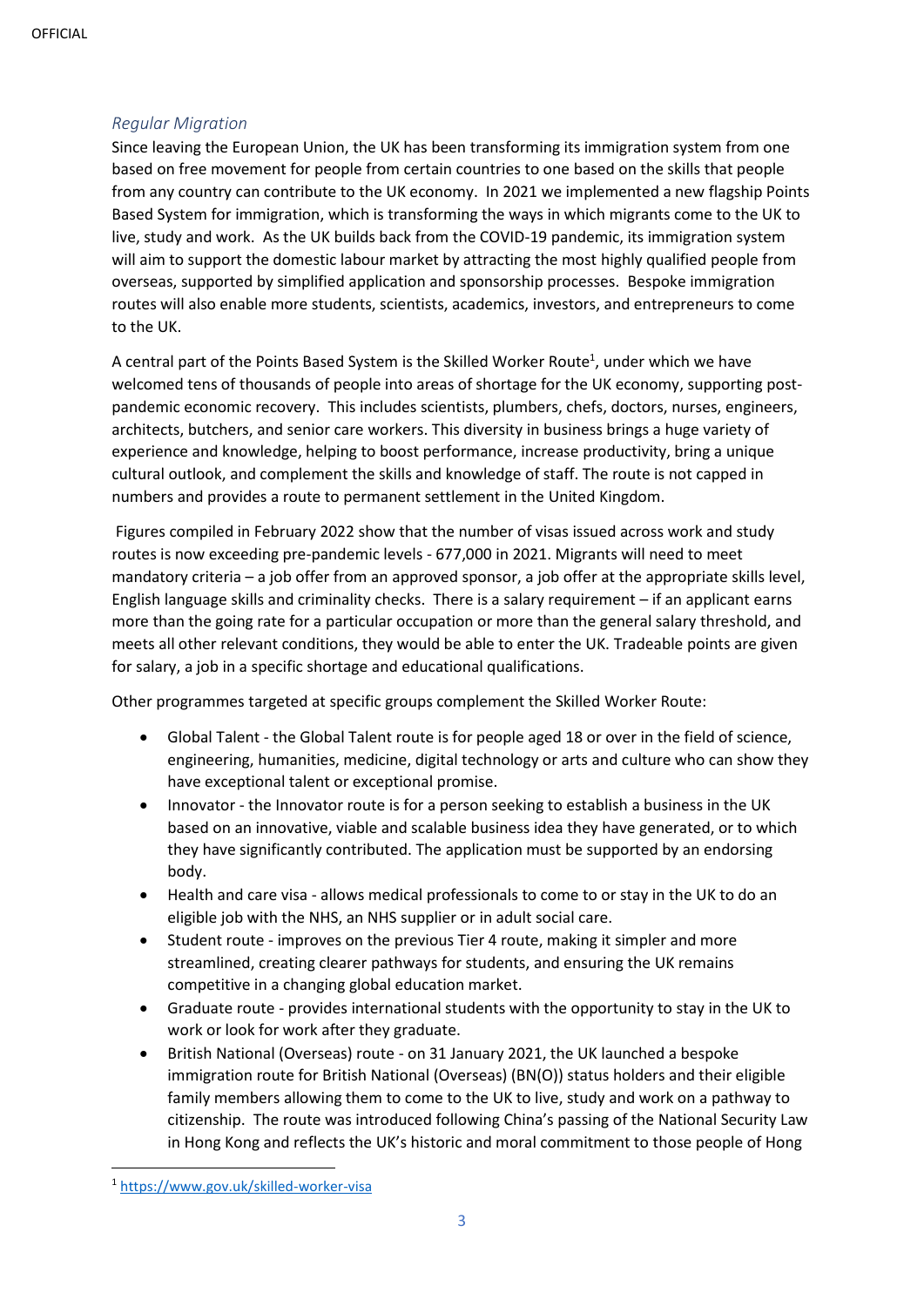### *Regular Migration*

Since leaving the European Union, the UK has been transforming its immigration system from one based on free movement for people from certain countries to one based on the skills that people from any country can contribute to the UK economy. In 2021 we implemented a new flagship Points Based System for immigration, which is transforming the ways in which migrants come to the UK to live, study and work. As the UK builds back from the COVID-19 pandemic, its immigration system will aim to support the domestic labour market by attracting the most highly qualified people from overseas, supported by simplified application and sponsorship processes. Bespoke immigration routes will also enable more students, scientists, academics, investors, and entrepreneurs to come to the UK.

A central part of the Points Based System is the Skilled Worker Route[1], under which we have welcomed tens of thousands of people into areas of shortage for the UK economy, supporting post-pandemic economic recovery. This includes scientists, plumbers, chefs, doctors, nurses, engineers, architects, butchers, and senior care workers. This diversity in business brings a huge variety of experience and knowledge, helping to boost performance, increase productivity, bring a unique cultural outlook, and complement the skills and knowledge of staff. The route is not capped in numbers and provides a route to permanent settlement in the United Kingdom.

Figures compiled in February 2022 show that the number of visas issued across work and study routes is now exceeding pre-pandemic levels - 677,000 in 2021. Migrants will need to meet mandatory criteria – a job offer from an approved sponsor, a job offer at the appropriate skills level, English language skills and criminality checks. There is a salary requirement – if an applicant earns more than the going rate for a particular occupation or more than the general salary threshold, and meets all other relevant conditions, they would be able to enter the UK. Tradeable points are given for salary, a job in a specific shortage and educational qualifications.

Other programmes targeted at specific groups complement the Skilled Worker Route:

- Global Talent - the Global Talent route is for people aged 18 or over in the field of science, engineering, humanities, medicine, digital technology or arts and culture who can show they have exceptional talent or exceptional promise.
- Innovator - the Innovator route is for a person seeking to establish a business in the UK based on an innovative, viable and scalable business idea they have generated, or to which they have significantly contributed. The application must be supported by an endorsing body.
- Health and care visa - allows medical professionals to come to or stay in the UK to do an eligible job with the NHS, an NHS supplier or in adult social care.
- Student route - improves on the previous Tier 4 route, making it simpler and more streamlined, creating clearer pathways for students, and ensuring the UK remains competitive in a changing global education market.
- Graduate route - provides international students with the opportunity to stay in the UK to work or look for work after they graduate.
- British National (Overseas) route - on 31 January 2021, the UK launched a bespoke immigration route for British National (Overseas) (BN(O)) status holders and their eligible family members allowing them to come to the UK to live, study and work on a pathway to citizenship. The route was introduced following China's passing of the National Security Law in Hong Kong and reflects the UK's historic and moral commitment to those people of Hong

[1] https://www.gov.uk/skilled-worker-visa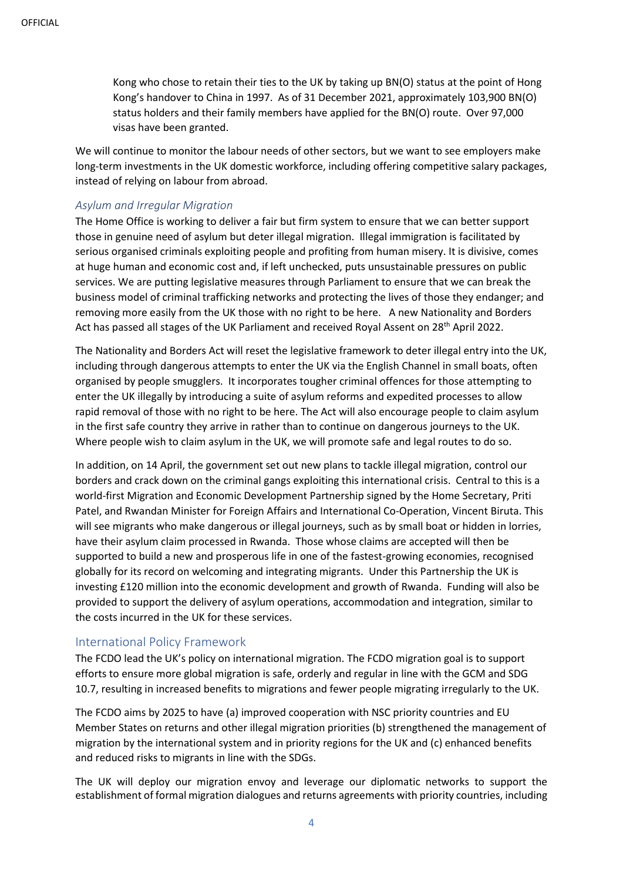Kong who chose to retain their ties to the UK by taking up BN(O) status at the point of Hong Kong's handover to China in 1997. As of 31 December 2021, approximately 103,900 BN(O) status holders and their family members have applied for the BN(O) route. Over 97,000 visas have been granted.

We will continue to monitor the labour needs of other sectors, but we want to see employers make long-term investments in the UK domestic workforce, including offering competitive salary packages, instead of relying on labour from abroad.

### *Asylum and Irregular Migration*

The Home Office is working to deliver a fair but firm system to ensure that we can better support those in genuine need of asylum but deter illegal migration. Illegal immigration is facilitated by serious organised criminals exploiting people and profiting from human misery. It is divisive, comes at huge human and economic cost and, if left unchecked, puts unsustainable pressures on public services. We are putting legislative measures through Parliament to ensure that we can break the business model of criminal trafficking networks and protecting the lives of those they endanger; and removing more easily from the UK those with no right to be here. A new Nationality and Borders Act has passed all stages of the UK Parliament and received Royal Assent on 28th April 2022.

The Nationality and Borders Act will reset the legislative framework to deter illegal entry into the UK, including through dangerous attempts to enter the UK via the English Channel in small boats, often organised by people smugglers. It incorporates tougher criminal offences for those attempting to enter the UK illegally by introducing a suite of asylum reforms and expedited processes to allow rapid removal of those with no right to be here. The Act will also encourage people to claim asylum in the first safe country they arrive in rather than to continue on dangerous journeys to the UK. Where people wish to claim asylum in the UK, we will promote safe and legal routes to do so.

In addition, on 14 April, the government set out new plans to tackle illegal migration, control our borders and crack down on the criminal gangs exploiting this international crisis. Central to this is a world-first Migration and Economic Development Partnership signed by the Home Secretary, Priti Patel, and Rwandan Minister for Foreign Affairs and International Co-Operation, Vincent Biruta. This will see migrants who make dangerous or illegal journeys, such as by small boat or hidden in lorries, have their asylum claim processed in Rwanda. Those whose claims are accepted will then be supported to build a new and prosperous life in one of the fastest-growing economies, recognised globally for its record on welcoming and integrating migrants. Under this Partnership the UK is investing £120 million into the economic development and growth of Rwanda. Funding will also be provided to support the delivery of asylum operations, accommodation and integration, similar to the costs incurred in the UK for these services.

## International Policy Framework

The FCDO lead the UK's policy on international migration. The FCDO migration goal is to support efforts to ensure more global migration is safe, orderly and regular in line with the GCM and SDG 10.7, resulting in increased benefits to migrations and fewer people migrating irregularly to the UK.

The FCDO aims by 2025 to have (a) improved cooperation with NSC priority countries and EU Member States on returns and other illegal migration priorities (b) strengthened the management of migration by the international system and in priority regions for the UK and (c) enhanced benefits and reduced risks to migrants in line with the SDGs.

The UK will deploy our migration envoy and leverage our diplomatic networks to support the establishment of formal migration dialogues and returns agreements with priority countries, including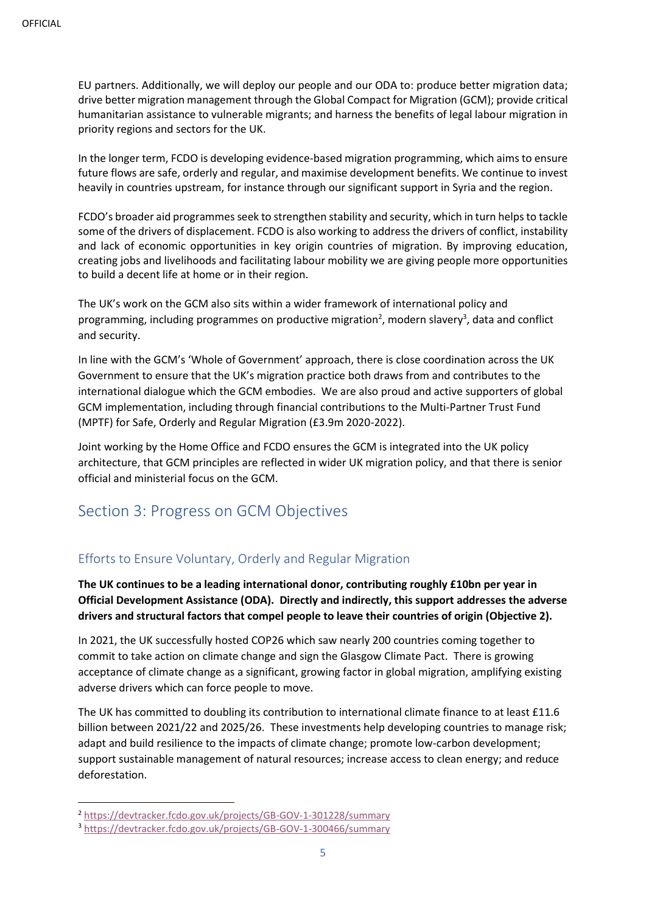EU partners. Additionally, we will deploy our people and our ODA to: produce better migration data; drive better migration management through the Global Compact for Migration (GCM); provide critical humanitarian assistance to vulnerable migrants; and harness the benefits of legal labour migration in priority regions and sectors for the UK.

In the longer term, FCDO is developing evidence-based migration programming, which aims to ensure future flows are safe, orderly and regular, and maximise development benefits. We continue to invest heavily in countries upstream, for instance through our significant support in Syria and the region.

FCDO's broader aid programmes seek to strengthen stability and security, which in turn helps to tackle some of the drivers of displacement. FCDO is also working to address the drivers of conflict, instability and lack of economic opportunities in key origin countries of migration. By improving education, creating jobs and livelihoods and facilitating labour mobility we are giving people more opportunities to build a decent life at home or in their region.

The UK's work on the GCM also sits within a wider framework of international policy and programming, including programmes on productive migration[2], modern slavery[3], data and conflict and security.

In line with the GCM's 'Whole of Government' approach, there is close coordination across the UK Government to ensure that the UK's migration practice both draws from and contributes to the international dialogue which the GCM embodies. We are also proud and active supporters of global GCM implementation, including through financial contributions to the Multi-Partner Trust Fund (MPTF) for Safe, Orderly and Regular Migration (£3.9m 2020-2022).

Joint working by the Home Office and FCDO ensures the GCM is integrated into the UK policy architecture, that GCM principles are reflected in wider UK migration policy, and that there is senior official and ministerial focus on the GCM.

## Section 3: Progress on GCM Objectives

### Efforts to Ensure Voluntary, Orderly and Regular Migration

**The UK continues to be a leading international donor, contributing roughly £10bn per year in Official Development Assistance (ODA). Directly and indirectly, this support addresses the adverse drivers and structural factors that compel people to leave their countries of origin (Objective 2).**

In 2021, the UK successfully hosted COP26 which saw nearly 200 countries coming together to commit to take action on climate change and sign the Glasgow Climate Pact. There is growing acceptance of climate change as a significant, growing factor in global migration, amplifying existing adverse drivers which can force people to move.

The UK has committed to doubling its contribution to international climate finance to at least £11.6 billion between 2021/22 and 2025/26. These investments help developing countries to manage risk; adapt and build resilience to the impacts of climate change; promote low-carbon development; support sustainable management of natural resources; increase access to clean energy; and reduce deforestation.

[2] https://devtracker.fcdo.gov.uk/projects/GB-GOV-1-301228/summary

[3] https://devtracker.fcdo.gov.uk/projects/GB-GOV-1-300466/summary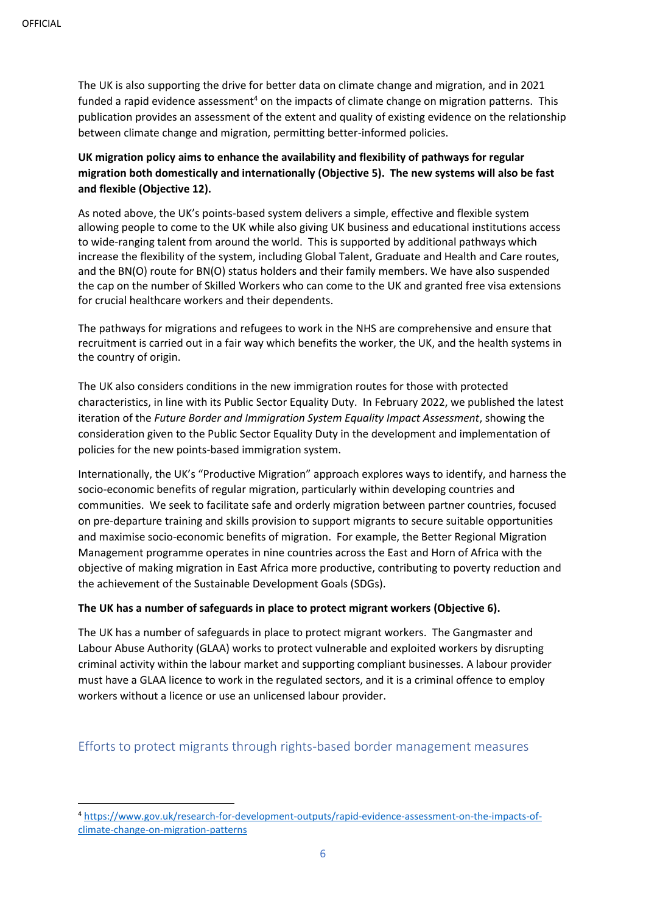The UK is also supporting the drive for better data on climate change and migration, and in 2021 funded a rapid evidence assessment[4] on the impacts of climate change on migration patterns. This publication provides an assessment of the extent and quality of existing evidence on the relationship between climate change and migration, permitting better-informed policies.

**UK migration policy aims to enhance the availability and flexibility of pathways for regular migration both domestically and internationally (Objective 5). The new systems will also be fast and flexible (Objective 12).**

As noted above, the UK's points-based system delivers a simple, effective and flexible system allowing people to come to the UK while also giving UK business and educational institutions access to wide-ranging talent from around the world. This is supported by additional pathways which increase the flexibility of the system, including Global Talent, Graduate and Health and Care routes, and the BN(O) route for BN(O) status holders and their family members. We have also suspended the cap on the number of Skilled Workers who can come to the UK and granted free visa extensions for crucial healthcare workers and their dependents.

The pathways for migrations and refugees to work in the NHS are comprehensive and ensure that recruitment is carried out in a fair way which benefits the worker, the UK, and the health systems in the country of origin.

The UK also considers conditions in the new immigration routes for those with protected characteristics, in line with its Public Sector Equality Duty. In February 2022, we published the latest iteration of the *Future Border and Immigration System Equality Impact Assessment*, showing the consideration given to the Public Sector Equality Duty in the development and implementation of policies for the new points-based immigration system.

Internationally, the UK's "Productive Migration" approach explores ways to identify, and harness the socio-economic benefits of regular migration, particularly within developing countries and communities. We seek to facilitate safe and orderly migration between partner countries, focused on pre-departure training and skills provision to support migrants to secure suitable opportunities and maximise socio-economic benefits of migration. For example, the Better Regional Migration Management programme operates in nine countries across the East and Horn of Africa with the objective of making migration in East Africa more productive, contributing to poverty reduction and the achievement of the Sustainable Development Goals (SDGs).

**The UK has a number of safeguards in place to protect migrant workers (Objective 6).**

The UK has a number of safeguards in place to protect migrant workers. The Gangmaster and Labour Abuse Authority (GLAA) works to protect vulnerable and exploited workers by disrupting criminal activity within the labour market and supporting compliant businesses. A labour provider must have a GLAA licence to work in the regulated sectors, and it is a criminal offence to employ workers without a licence or use an unlicensed labour provider.

## Efforts to protect migrants through rights-based border management measures

[4] https://www.gov.uk/research-for-development-outputs/rapid-evidence-assessment-on-the-impacts-of-climate-change-on-migration-patterns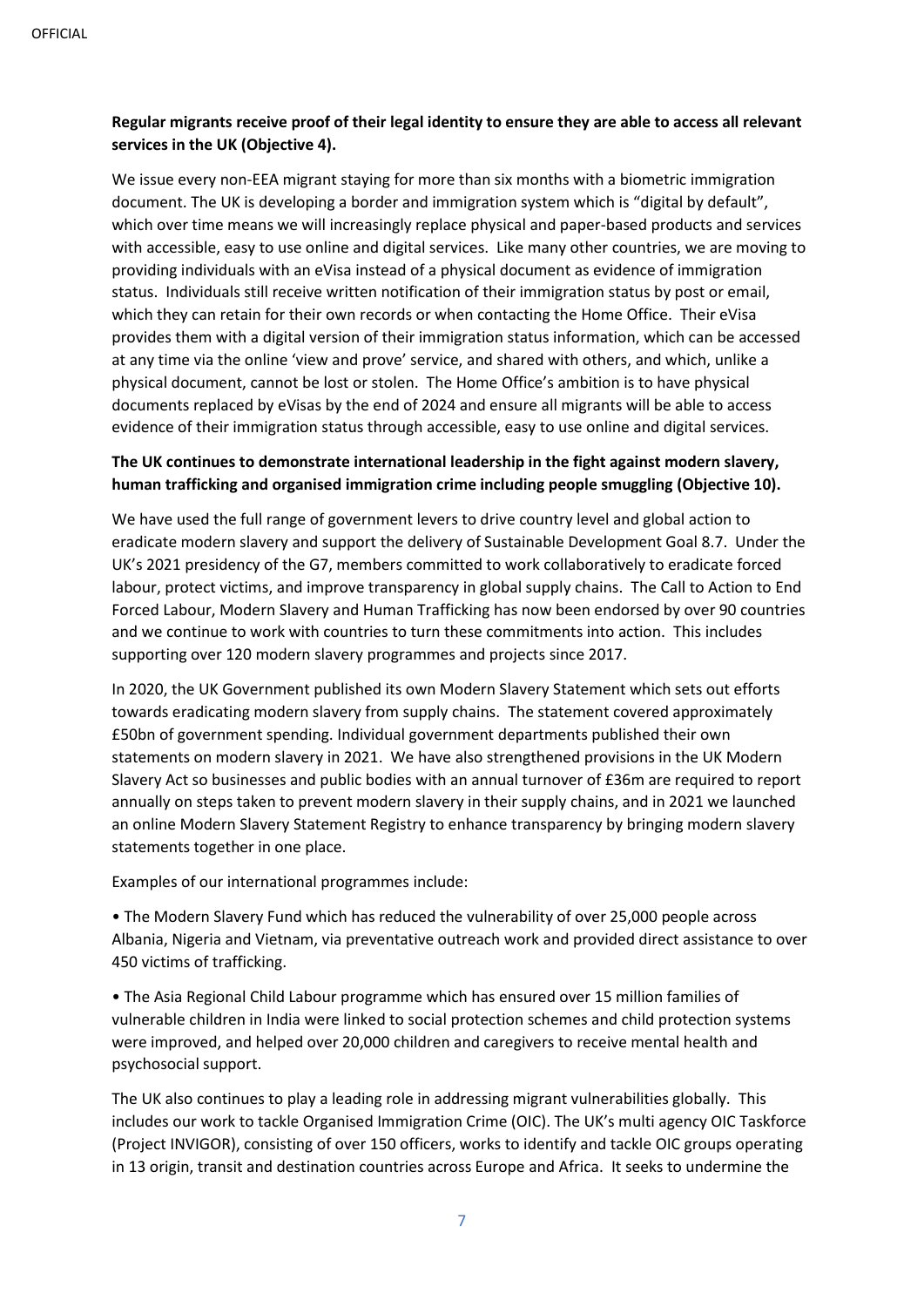**Regular migrants receive proof of their legal identity to ensure they are able to access all relevant services in the UK (Objective 4).**

We issue every non-EEA migrant staying for more than six months with a biometric immigration document. The UK is developing a border and immigration system which is "digital by default", which over time means we will increasingly replace physical and paper-based products and services with accessible, easy to use online and digital services. Like many other countries, we are moving to providing individuals with an eVisa instead of a physical document as evidence of immigration status. Individuals still receive written notification of their immigration status by post or email, which they can retain for their own records or when contacting the Home Office. Their eVisa provides them with a digital version of their immigration status information, which can be accessed at any time via the online 'view and prove' service, and shared with others, and which, unlike a physical document, cannot be lost or stolen. The Home Office's ambition is to have physical documents replaced by eVisas by the end of 2024 and ensure all migrants will be able to access evidence of their immigration status through accessible, easy to use online and digital services.

**The UK continues to demonstrate international leadership in the fight against modern slavery, human trafficking and organised immigration crime including people smuggling (Objective 10).**

We have used the full range of government levers to drive country level and global action to eradicate modern slavery and support the delivery of Sustainable Development Goal 8.7. Under the UK's 2021 presidency of the G7, members committed to work collaboratively to eradicate forced labour, protect victims, and improve transparency in global supply chains. The Call to Action to End Forced Labour, Modern Slavery and Human Trafficking has now been endorsed by over 90 countries and we continue to work with countries to turn these commitments into action. This includes supporting over 120 modern slavery programmes and projects since 2017.

In 2020, the UK Government published its own Modern Slavery Statement which sets out efforts towards eradicating modern slavery from supply chains. The statement covered approximately £50bn of government spending. Individual government departments published their own statements on modern slavery in 2021. We have also strengthened provisions in the UK Modern Slavery Act so businesses and public bodies with an annual turnover of £36m are required to report annually on steps taken to prevent modern slavery in their supply chains, and in 2021 we launched an online Modern Slavery Statement Registry to enhance transparency by bringing modern slavery statements together in one place.

Examples of our international programmes include:

- The Modern Slavery Fund which has reduced the vulnerability of over 25,000 people across Albania, Nigeria and Vietnam, via preventative outreach work and provided direct assistance to over 450 victims of trafficking.
- The Asia Regional Child Labour programme which has ensured over 15 million families of vulnerable children in India were linked to social protection schemes and child protection systems were improved, and helped over 20,000 children and caregivers to receive mental health and psychosocial support.

The UK also continues to play a leading role in addressing migrant vulnerabilities globally. This includes our work to tackle Organised Immigration Crime (OIC). The UK's multi agency OIC Taskforce (Project INVIGOR), consisting of over 150 officers, works to identify and tackle OIC groups operating in 13 origin, transit and destination countries across Europe and Africa. It seeks to undermine the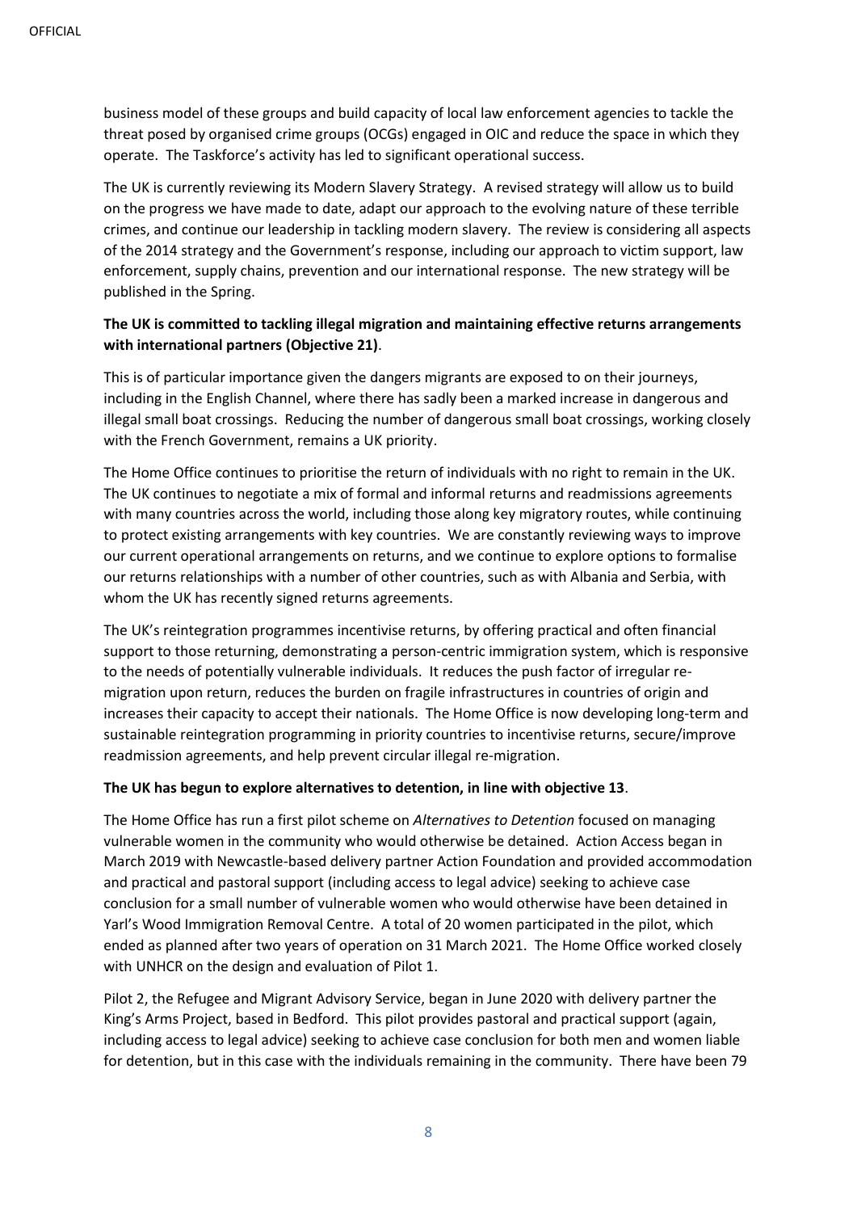business model of these groups and build capacity of local law enforcement agencies to tackle the threat posed by organised crime groups (OCGs) engaged in OIC and reduce the space in which they operate. The Taskforce's activity has led to significant operational success.

The UK is currently reviewing its Modern Slavery Strategy. A revised strategy will allow us to build on the progress we have made to date, adapt our approach to the evolving nature of these terrible crimes, and continue our leadership in tackling modern slavery. The review is considering all aspects of the 2014 strategy and the Government's response, including our approach to victim support, law enforcement, supply chains, prevention and our international response. The new strategy will be published in the Spring.

**The UK is committed to tackling illegal migration and maintaining effective returns arrangements with international partners (Objective 21)**.

This is of particular importance given the dangers migrants are exposed to on their journeys, including in the English Channel, where there has sadly been a marked increase in dangerous and illegal small boat crossings. Reducing the number of dangerous small boat crossings, working closely with the French Government, remains a UK priority.

The Home Office continues to prioritise the return of individuals with no right to remain in the UK. The UK continues to negotiate a mix of formal and informal returns and readmissions agreements with many countries across the world, including those along key migratory routes, while continuing to protect existing arrangements with key countries. We are constantly reviewing ways to improve our current operational arrangements on returns, and we continue to explore options to formalise our returns relationships with a number of other countries, such as with Albania and Serbia, with whom the UK has recently signed returns agreements.

The UK's reintegration programmes incentivise returns, by offering practical and often financial support to those returning, demonstrating a person-centric immigration system, which is responsive to the needs of potentially vulnerable individuals. It reduces the push factor of irregular re-migration upon return, reduces the burden on fragile infrastructures in countries of origin and increases their capacity to accept their nationals. The Home Office is now developing long-term and sustainable reintegration programming in priority countries to incentivise returns, secure/improve readmission agreements, and help prevent circular illegal re-migration.

**The UK has begun to explore alternatives to detention, in line with objective 13**.

The Home Office has run a first pilot scheme on *Alternatives to Detention* focused on managing vulnerable women in the community who would otherwise be detained. Action Access began in March 2019 with Newcastle-based delivery partner Action Foundation and provided accommodation and practical and pastoral support (including access to legal advice) seeking to achieve case conclusion for a small number of vulnerable women who would otherwise have been detained in Yarl's Wood Immigration Removal Centre. A total of 20 women participated in the pilot, which ended as planned after two years of operation on 31 March 2021. The Home Office worked closely with UNHCR on the design and evaluation of Pilot 1.

Pilot 2, the Refugee and Migrant Advisory Service, began in June 2020 with delivery partner the King's Arms Project, based in Bedford. This pilot provides pastoral and practical support (again, including access to legal advice) seeking to achieve case conclusion for both men and women liable for detention, but in this case with the individuals remaining in the community. There have been 79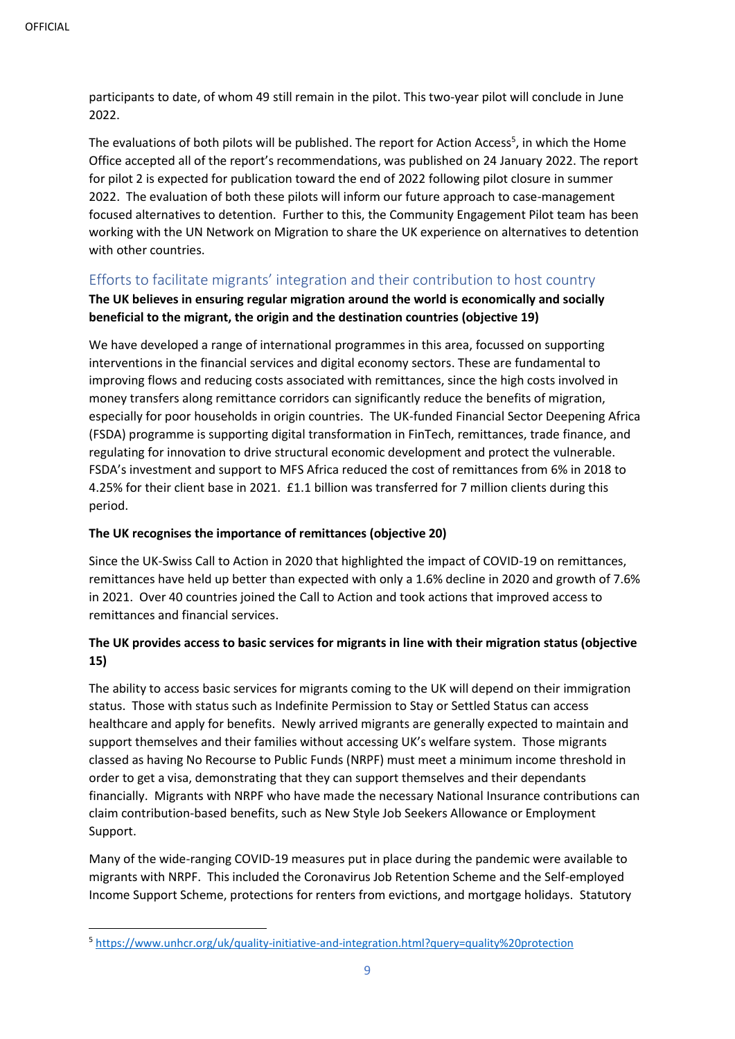participants to date, of whom 49 still remain in the pilot. This two-year pilot will conclude in June 2022.

The evaluations of both pilots will be published. The report for Action Access[5], in which the Home Office accepted all of the report's recommendations, was published on 24 January 2022. The report for pilot 2 is expected for publication toward the end of 2022 following pilot closure in summer 2022. The evaluation of both these pilots will inform our future approach to case-management focused alternatives to detention. Further to this, the Community Engagement Pilot team has been working with the UN Network on Migration to share the UK experience on alternatives to detention with other countries.

## Efforts to facilitate migrants' integration and their contribution to host country

**The UK believes in ensuring regular migration around the world is economically and socially beneficial to the migrant, the origin and the destination countries (objective 19)**

We have developed a range of international programmes in this area, focussed on supporting interventions in the financial services and digital economy sectors. These are fundamental to improving flows and reducing costs associated with remittances, since the high costs involved in money transfers along remittance corridors can significantly reduce the benefits of migration, especially for poor households in origin countries. The UK-funded Financial Sector Deepening Africa (FSDA) programme is supporting digital transformation in FinTech, remittances, trade finance, and regulating for innovation to drive structural economic development and protect the vulnerable. FSDA's investment and support to MFS Africa reduced the cost of remittances from 6% in 2018 to 4.25% for their client base in 2021. £1.1 billion was transferred for 7 million clients during this period.

**The UK recognises the importance of remittances (objective 20)**

Since the UK-Swiss Call to Action in 2020 that highlighted the impact of COVID-19 on remittances, remittances have held up better than expected with only a 1.6% decline in 2020 and growth of 7.6% in 2021. Over 40 countries joined the Call to Action and took actions that improved access to remittances and financial services.

**The UK provides access to basic services for migrants in line with their migration status (objective 15)**

The ability to access basic services for migrants coming to the UK will depend on their immigration status. Those with status such as Indefinite Permission to Stay or Settled Status can access healthcare and apply for benefits. Newly arrived migrants are generally expected to maintain and support themselves and their families without accessing UK's welfare system. Those migrants classed as having No Recourse to Public Funds (NRPF) must meet a minimum income threshold in order to get a visa, demonstrating that they can support themselves and their dependants financially. Migrants with NRPF who have made the necessary National Insurance contributions can claim contribution-based benefits, such as New Style Job Seekers Allowance or Employment Support.

Many of the wide-ranging COVID-19 measures put in place during the pandemic were available to migrants with NRPF. This included the Coronavirus Job Retention Scheme and the Self-employed Income Support Scheme, protections for renters from evictions, and mortgage holidays. Statutory

[5] https://www.unhcr.org/uk/quality-initiative-and-integration.html?query=quality%20protection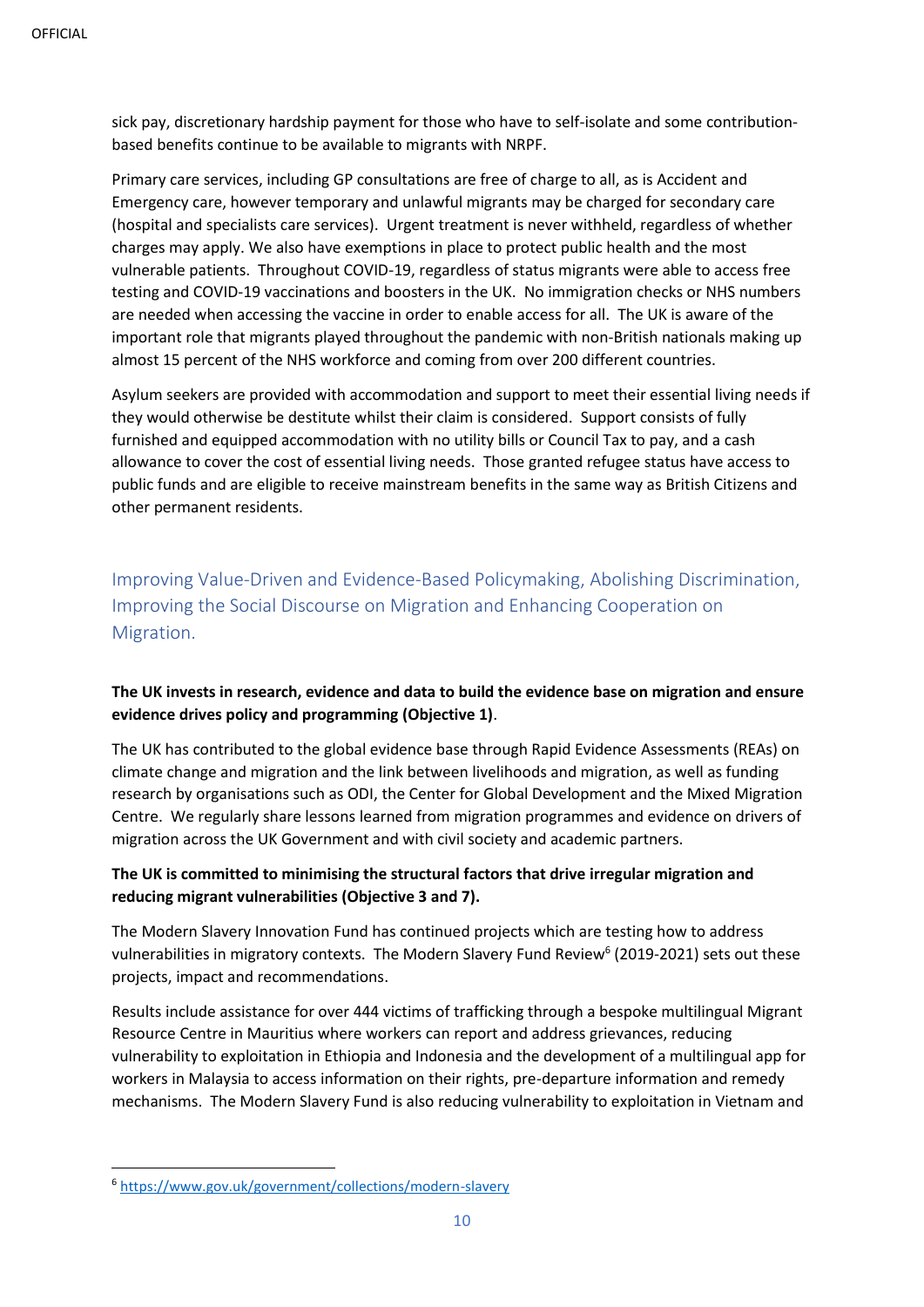sick pay, discretionary hardship payment for those who have to self-isolate and some contribution-based benefits continue to be available to migrants with NRPF.

Primary care services, including GP consultations are free of charge to all, as is Accident and Emergency care, however temporary and unlawful migrants may be charged for secondary care (hospital and specialists care services). Urgent treatment is never withheld, regardless of whether charges may apply. We also have exemptions in place to protect public health and the most vulnerable patients. Throughout COVID-19, regardless of status migrants were able to access free testing and COVID-19 vaccinations and boosters in the UK. No immigration checks or NHS numbers are needed when accessing the vaccine in order to enable access for all. The UK is aware of the important role that migrants played throughout the pandemic with non-British nationals making up almost 15 percent of the NHS workforce and coming from over 200 different countries.

Asylum seekers are provided with accommodation and support to meet their essential living needs if they would otherwise be destitute whilst their claim is considered. Support consists of fully furnished and equipped accommodation with no utility bills or Council Tax to pay, and a cash allowance to cover the cost of essential living needs. Those granted refugee status have access to public funds and are eligible to receive mainstream benefits in the same way as British Citizens and other permanent residents.

## Improving Value-Driven and Evidence-Based Policymaking, Abolishing Discrimination, Improving the Social Discourse on Migration and Enhancing Cooperation on Migration.

**The UK invests in research, evidence and data to build the evidence base on migration and ensure evidence drives policy and programming (Objective 1)**.

The UK has contributed to the global evidence base through Rapid Evidence Assessments (REAs) on climate change and migration and the link between livelihoods and migration, as well as funding research by organisations such as ODI, the Center for Global Development and the Mixed Migration Centre. We regularly share lessons learned from migration programmes and evidence on drivers of migration across the UK Government and with civil society and academic partners.

**The UK is committed to minimising the structural factors that drive irregular migration and reducing migrant vulnerabilities (Objective 3 and 7).**

The Modern Slavery Innovation Fund has continued projects which are testing how to address vulnerabilities in migratory contexts. The Modern Slavery Fund Review[6] (2019-2021) sets out these projects, impact and recommendations.

Results include assistance for over 444 victims of trafficking through a bespoke multilingual Migrant Resource Centre in Mauritius where workers can report and address grievances, reducing vulnerability to exploitation in Ethiopia and Indonesia and the development of a multilingual app for workers in Malaysia to access information on their rights, pre-departure information and remedy mechanisms. The Modern Slavery Fund is also reducing vulnerability to exploitation in Vietnam and

[6] https://www.gov.uk/government/collections/modern-slavery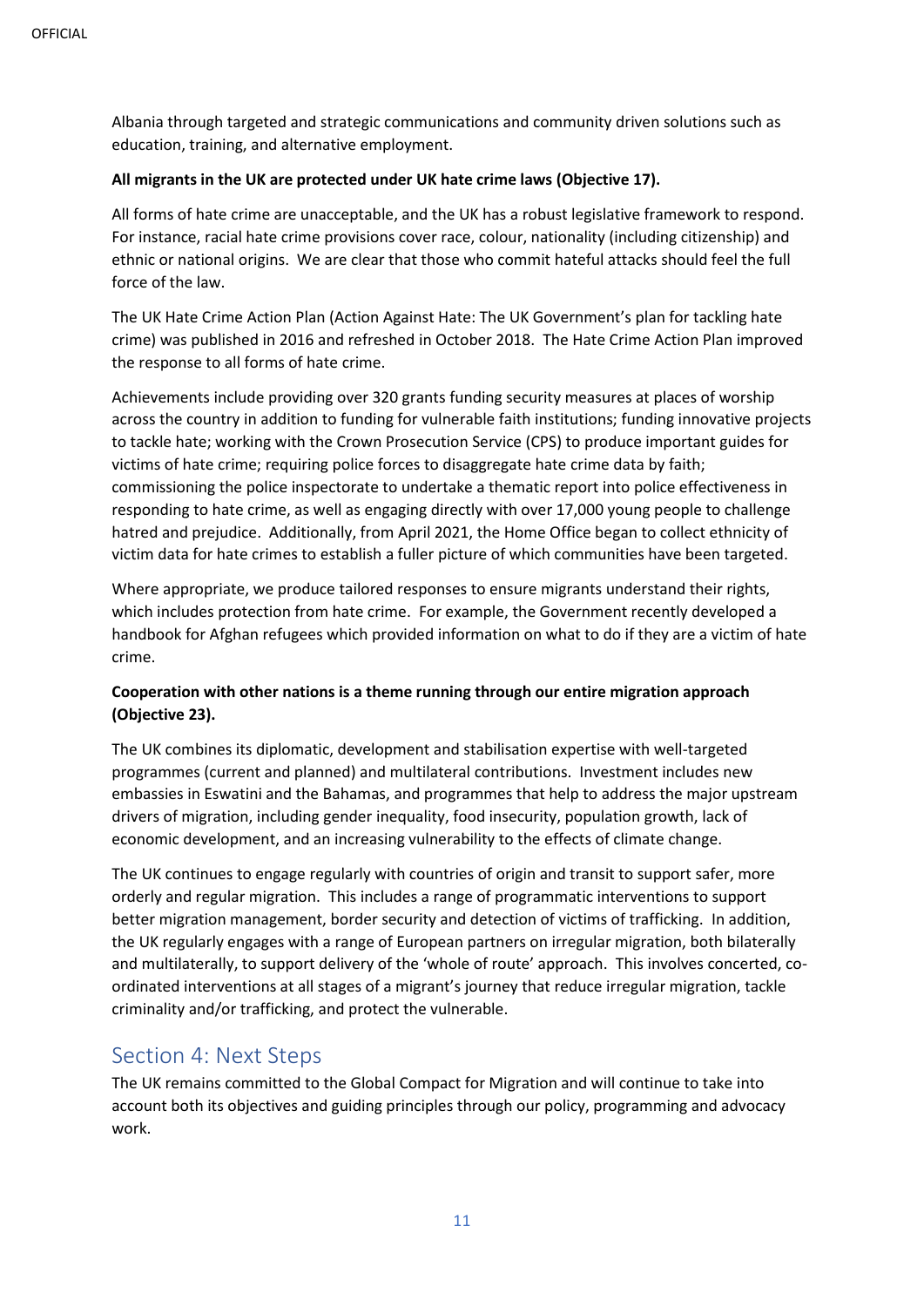Albania through targeted and strategic communications and community driven solutions such as education, training, and alternative employment.

**All migrants in the UK are protected under UK hate crime laws (Objective 17).**

All forms of hate crime are unacceptable, and the UK has a robust legislative framework to respond. For instance, racial hate crime provisions cover race, colour, nationality (including citizenship) and ethnic or national origins. We are clear that those who commit hateful attacks should feel the full force of the law.

The UK Hate Crime Action Plan (Action Against Hate: The UK Government's plan for tackling hate crime) was published in 2016 and refreshed in October 2018. The Hate Crime Action Plan improved the response to all forms of hate crime.

Achievements include providing over 320 grants funding security measures at places of worship across the country in addition to funding for vulnerable faith institutions; funding innovative projects to tackle hate; working with the Crown Prosecution Service (CPS) to produce important guides for victims of hate crime; requiring police forces to disaggregate hate crime data by faith; commissioning the police inspectorate to undertake a thematic report into police effectiveness in responding to hate crime, as well as engaging directly with over 17,000 young people to challenge hatred and prejudice. Additionally, from April 2021, the Home Office began to collect ethnicity of victim data for hate crimes to establish a fuller picture of which communities have been targeted.

Where appropriate, we produce tailored responses to ensure migrants understand their rights, which includes protection from hate crime. For example, the Government recently developed a handbook for Afghan refugees which provided information on what to do if they are a victim of hate crime.

**Cooperation with other nations is a theme running through our entire migration approach (Objective 23).**

The UK combines its diplomatic, development and stabilisation expertise with well-targeted programmes (current and planned) and multilateral contributions. Investment includes new embassies in Eswatini and the Bahamas, and programmes that help to address the major upstream drivers of migration, including gender inequality, food insecurity, population growth, lack of economic development, and an increasing vulnerability to the effects of climate change.

The UK continues to engage regularly with countries of origin and transit to support safer, more orderly and regular migration. This includes a range of programmatic interventions to support better migration management, border security and detection of victims of trafficking. In addition, the UK regularly engages with a range of European partners on irregular migration, both bilaterally and multilaterally, to support delivery of the 'whole of route' approach. This involves concerted, co-ordinated interventions at all stages of a migrant's journey that reduce irregular migration, tackle criminality and/or trafficking, and protect the vulnerable.

## Section 4: Next Steps

The UK remains committed to the Global Compact for Migration and will continue to take into account both its objectives and guiding principles through our policy, programming and advocacy work.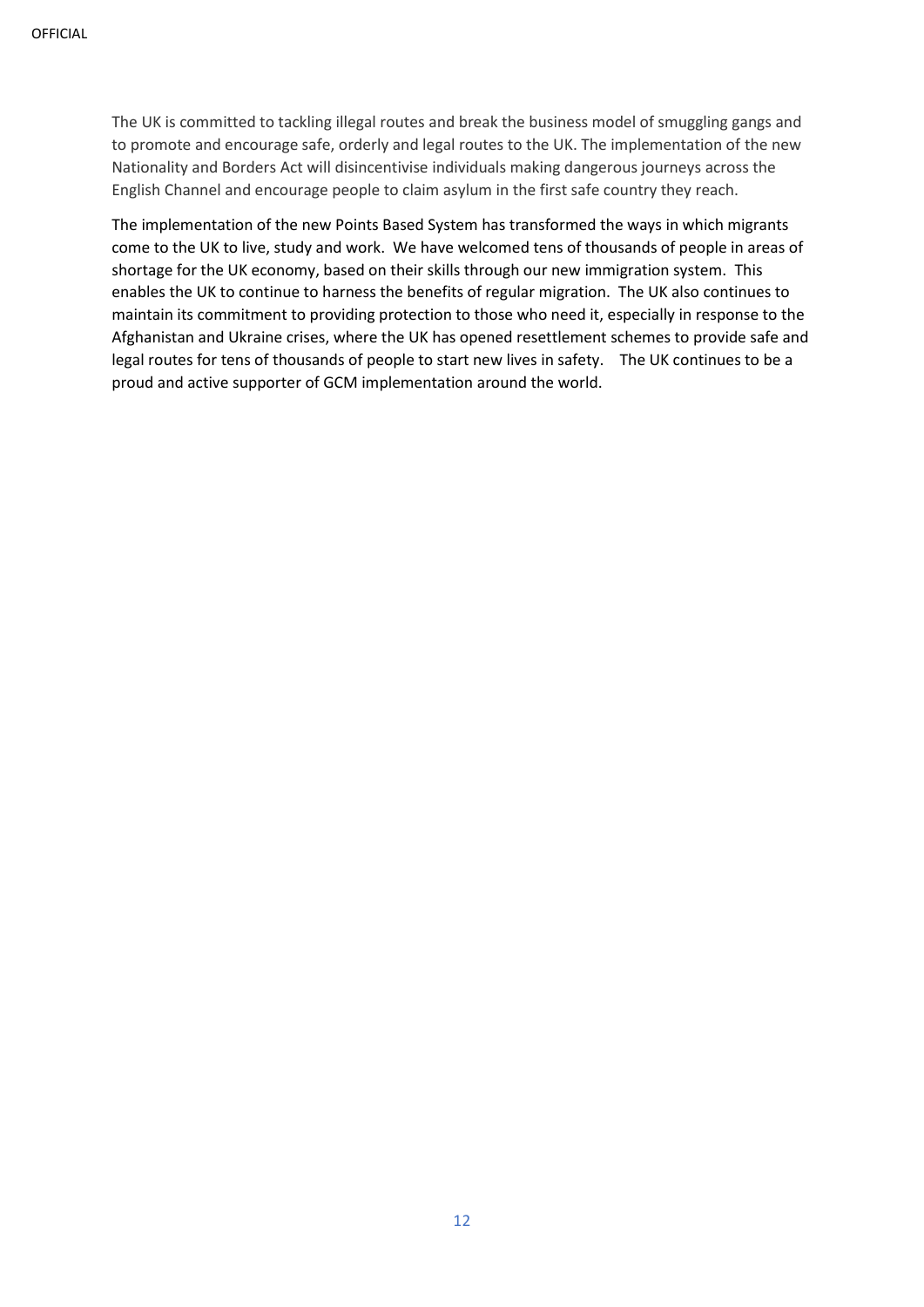The UK is committed to tackling illegal routes and break the business model of smuggling gangs and to promote and encourage safe, orderly and legal routes to the UK. The implementation of the new Nationality and Borders Act will disincentivise individuals making dangerous journeys across the English Channel and encourage people to claim asylum in the first safe country they reach.

The implementation of the new Points Based System has transformed the ways in which migrants come to the UK to live, study and work. We have welcomed tens of thousands of people in areas of shortage for the UK economy, based on their skills through our new immigration system. This enables the UK to continue to harness the benefits of regular migration. The UK also continues to maintain its commitment to providing protection to those who need it, especially in response to the Afghanistan and Ukraine crises, where the UK has opened resettlement schemes to provide safe and legal routes for tens of thousands of people to start new lives in safety. The UK continues to be a proud and active supporter of GCM implementation around the world.